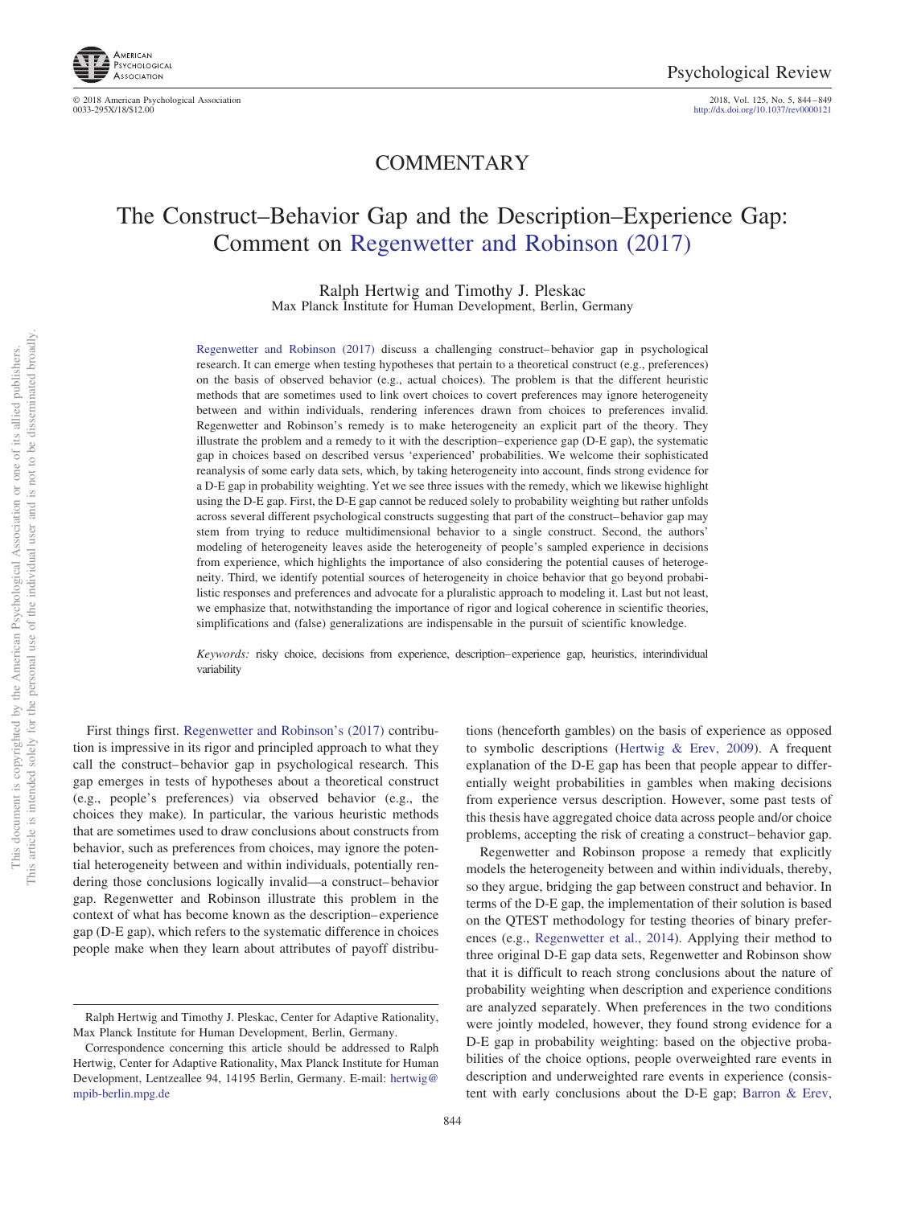# COMMENTARY

# The Construct–Behavior Gap and the Description–Experience Gap: Comment on Regenwetter and Robinson (2017)

Ralph Hertwig and Timothy J. Pleskac
Max Planck Institute for Human Development, Berlin, Germany

Regenwetter and Robinson (2017) discuss a challenging construct–behavior gap in psychological research. It can emerge when testing hypotheses that pertain to a theoretical construct (e.g., preferences) on the basis of observed behavior (e.g., actual choices). The problem is that the different heuristic methods that are sometimes used to link overt choices to covert preferences may ignore heterogeneity between and within individuals, rendering inferences drawn from choices to preferences invalid. Regenwetter and Robinson's remedy is to make heterogeneity an explicit part of the theory. They illustrate the problem and a remedy to it with the description–experience gap (D-E gap), the systematic gap in choices based on described versus 'experienced' probabilities. We welcome their sophisticated reanalysis of some early data sets, which, by taking heterogeneity into account, finds strong evidence for a D-E gap in probability weighting. Yet we see three issues with the remedy, which we likewise highlight using the D-E gap. First, the D-E gap cannot be reduced solely to probability weighting but rather unfolds across several different psychological constructs suggesting that part of the construct–behavior gap may stem from trying to reduce multidimensional behavior to a single construct. Second, the authors' modeling of heterogeneity leaves aside the heterogeneity of people's sampled experience in decisions from experience, which highlights the importance of also considering the potential causes of heterogeneity. Third, we identify potential sources of heterogeneity in choice behavior that go beyond probabilistic responses and preferences and advocate for a pluralistic approach to modeling it. Last but not least, we emphasize that, notwithstanding the importance of rigor and logical coherence in scientific theories, simplifications and (false) generalizations are indispensable in the pursuit of scientific knowledge.

*Keywords:* risky choice, decisions from experience, description–experience gap, heuristics, interindividual variability

First things first. Regenwetter and Robinson's (2017) contribution is impressive in its rigor and principled approach to what they call the construct–behavior gap in psychological research. This gap emerges in tests of hypotheses about a theoretical construct (e.g., people's preferences) via observed behavior (e.g., the choices they make). In particular, the various heuristic methods that are sometimes used to draw conclusions about constructs from behavior, such as preferences from choices, may ignore the potential heterogeneity between and within individuals, potentially rendering those conclusions logically invalid—a construct–behavior gap. Regenwetter and Robinson illustrate this problem in the context of what has become known as the description–experience gap (D-E gap), which refers to the systematic difference in choices people make when they learn about attributes of payoff distributions (henceforth gambles) on the basis of experience as opposed to symbolic descriptions (Hertwig & Erev, 2009). A frequent explanation of the D-E gap has been that people appear to differentially weight probabilities in gambles when making decisions from experience versus description. However, some past tests of this thesis have aggregated choice data across people and/or choice problems, accepting the risk of creating a construct–behavior gap.

Regenwetter and Robinson propose a remedy that explicitly models the heterogeneity between and within individuals, thereby, so they argue, bridging the gap between construct and behavior. In terms of the D-E gap, the implementation of their solution is based on the QTEST methodology for testing theories of binary preferences (e.g., Regenwetter et al., 2014). Applying their method to three original D-E gap data sets, Regenwetter and Robinson show that it is difficult to reach strong conclusions about the nature of probability weighting when description and experience conditions are analyzed separately. When preferences in the two conditions were jointly modeled, however, they found strong evidence for a D-E gap in probability weighting: based on the objective probabilities of the choice options, people overweighted rare events in description and underweighted rare events in experience (consistent with early conclusions about the D-E gap; Barron & Erev,

---

Ralph Hertwig and Timothy J. Pleskac, Center for Adaptive Rationality, Max Planck Institute for Human Development, Berlin, Germany.

Correspondence concerning this article should be addressed to Ralph Hertwig, Center for Adaptive Rationality, Max Planck Institute for Human Development, Lentzeallee 94, 14195 Berlin, Germany. E-mail: hertwig@mpib-berlin.mpg.de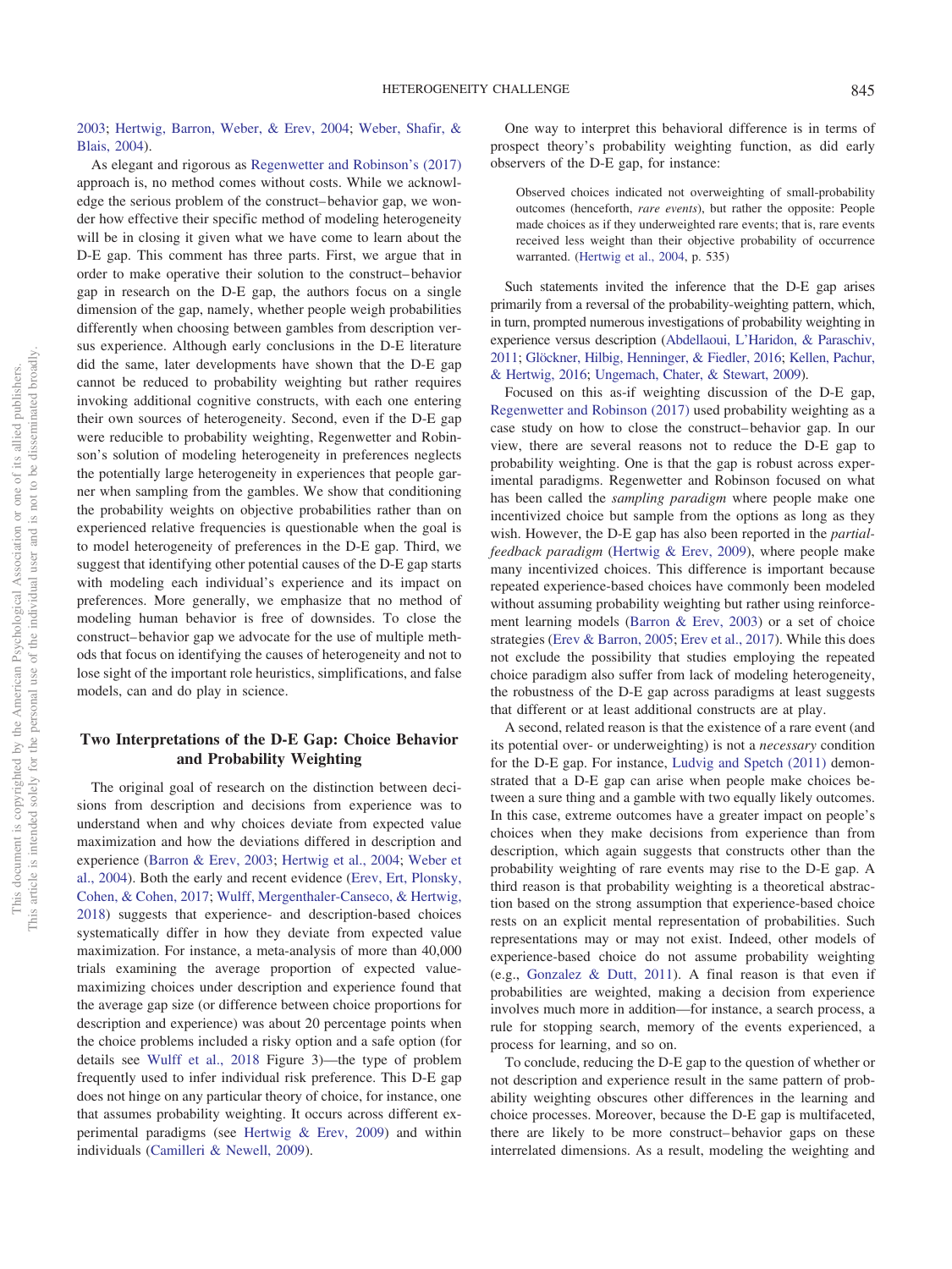2003; Hertwig, Barron, Weber, & Erev, 2004; Weber, Shafir, & Blais, 2004).

As elegant and rigorous as Regenwetter and Robinson's (2017) approach is, no method comes without costs. While we acknowledge the serious problem of the construct–behavior gap, we wonder how effective their specific method of modeling heterogeneity will be in closing it given what we have come to learn about the D-E gap. This comment has three parts. First, we argue that in order to make operative their solution to the construct–behavior gap in research on the D-E gap, the authors focus on a single dimension of the gap, namely, whether people weigh probabilities differently when choosing between gambles from description versus experience. Although early conclusions in the D-E literature did the same, later developments have shown that the D-E gap cannot be reduced to probability weighting but rather requires invoking additional cognitive constructs, with each one entering their own sources of heterogeneity. Second, even if the D-E gap were reducible to probability weighting, Regenwetter and Robinson's solution of modeling heterogeneity in preferences neglects the potentially large heterogeneity in experiences that people garner when sampling from the gambles. We show that conditioning the probability weights on objective probabilities rather than on experienced relative frequencies is questionable when the goal is to model heterogeneity of preferences in the D-E gap. Third, we suggest that identifying other potential causes of the D-E gap starts with modeling each individual's experience and its impact on preferences. More generally, we emphasize that no method of modeling human behavior is free of downsides. To close the construct–behavior gap we advocate for the use of multiple methods that focus on identifying the causes of heterogeneity and not to lose sight of the important role heuristics, simplifications, and false models, can and do play in science.

## Two Interpretations of the D-E Gap: Choice Behavior and Probability Weighting

The original goal of research on the distinction between decisions from description and decisions from experience was to understand when and why choices deviate from expected value maximization and how the deviations differed in description and experience (Barron & Erev, 2003; Hertwig et al., 2004; Weber et al., 2004). Both the early and recent evidence (Erev, Ert, Plonsky, Cohen, & Cohen, 2017; Wulff, Mergenthaler-Canseco, & Hertwig, 2018) suggests that experience- and description-based choices systematically differ in how they deviate from expected value maximization. For instance, a meta-analysis of more than 40,000 trials examining the average proportion of expected value-maximizing choices under description and experience found that the average gap size (or difference between choice proportions for description and experience) was about 20 percentage points when the choice problems included a risky option and a safe option (for details see Wulff et al., 2018 Figure 3)—the type of problem frequently used to infer individual risk preference. This D-E gap does not hinge on any particular theory of choice, for instance, one that assumes probability weighting. It occurs across different experimental paradigms (see Hertwig & Erev, 2009) and within individuals (Camilleri & Newell, 2009).

One way to interpret this behavioral difference is in terms of prospect theory's probability weighting function, as did early observers of the D-E gap, for instance:

> Observed choices indicated not overweighting of small-probability outcomes (henceforth, *rare events*), but rather the opposite: People made choices as if they underweighted rare events; that is, rare events received less weight than their objective probability of occurrence warranted. (Hertwig et al., 2004, p. 535)

Such statements invited the inference that the D-E gap arises primarily from a reversal of the probability-weighting pattern, which, in turn, prompted numerous investigations of probability weighting in experience versus description (Abdellaoui, L'Haridon, & Paraschiv, 2011; Glöckner, Hilbig, Henninger, & Fiedler, 2016; Kellen, Pachur, & Hertwig, 2016; Ungemach, Chater, & Stewart, 2009).

Focused on this as-if weighting discussion of the D-E gap, Regenwetter and Robinson (2017) used probability weighting as a case study on how to close the construct–behavior gap. In our view, there are several reasons not to reduce the D-E gap to probability weighting. One is that the gap is robust across experimental paradigms. Regenwetter and Robinson focused on what has been called the *sampling paradigm* where people make one incentivized choice but sample from the options as long as they wish. However, the D-E gap has also been reported in the *partial-feedback paradigm* (Hertwig & Erev, 2009), where people make many incentivized choices. This difference is important because repeated experience-based choices have commonly been modeled without assuming probability weighting but rather using reinforcement learning models (Barron & Erev, 2003) or a set of choice strategies (Erev & Barron, 2005; Erev et al., 2017). While this does not exclude the possibility that studies employing the repeated choice paradigm also suffer from lack of modeling heterogeneity, the robustness of the D-E gap across paradigms at least suggests that different or at least additional constructs are at play.

A second, related reason is that the existence of a rare event (and its potential over- or underweighting) is not a *necessary* condition for the D-E gap. For instance, Ludvig and Spetch (2011) demonstrated that a D-E gap can arise when people make choices between a sure thing and a gamble with two equally likely outcomes. In this case, extreme outcomes have a greater impact on people's choices when they make decisions from experience than from description, which again suggests that constructs other than the probability weighting of rare events may rise to the D-E gap. A third reason is that probability weighting is a theoretical abstraction based on the strong assumption that experience-based choice rests on an explicit mental representation of probabilities. Such representations may or may not exist. Indeed, other models of experience-based choice do not assume probability weighting (e.g., Gonzalez & Dutt, 2011). A final reason is that even if probabilities are weighted, making a decision from experience involves much more in addition—for instance, a search process, a rule for stopping search, memory of the events experienced, a process for learning, and so on.

To conclude, reducing the D-E gap to the question of whether or not description and experience result in the same pattern of probability weighting obscures other differences in the learning and choice processes. Moreover, because the D-E gap is multifaceted, there are likely to be more construct–behavior gaps on these interrelated dimensions. As a result, modeling the weighting and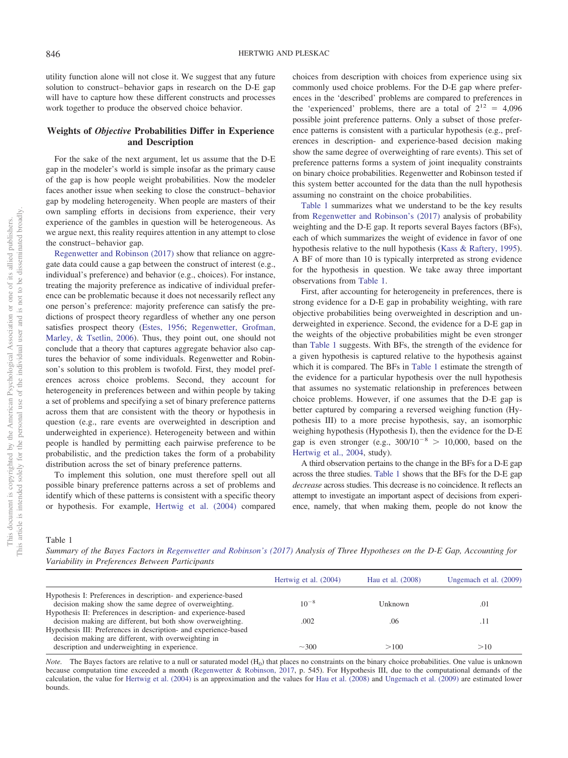utility function alone will not close it. We suggest that any future solution to construct–behavior gaps in research on the D-E gap will have to capture how these different constructs and processes work together to produce the observed choice behavior.

## Weights of *Objective* Probabilities Differ in Experience and Description

For the sake of the next argument, let us assume that the D-E gap in the modeler's world is simple insofar as the primary cause of the gap is how people weight probabilities. Now the modeler faces another issue when seeking to close the construct–behavior gap by modeling heterogeneity. When people are masters of their own sampling efforts in decisions from experience, their very experience of the gambles in question will be heterogeneous. As we argue next, this reality requires attention in any attempt to close the construct–behavior gap.

Regenwetter and Robinson (2017) show that reliance on aggregate data could cause a gap between the construct of interest (e.g., individual's preference) and behavior (e.g., choices). For instance, treating the majority preference as indicative of individual preference can be problematic because it does not necessarily reflect any one person's preference: majority preference can satisfy the predictions of prospect theory regardless of whether any one person satisfies prospect theory (Estes, 1956; Regenwetter, Grofman, Marley, & Tsetlin, 2006). Thus, they point out, one should not conclude that a theory that captures aggregate behavior also captures the behavior of some individuals. Regenwetter and Robinson's solution to this problem is twofold. First, they model preferences across choice problems. Second, they account for heterogeneity in preferences between and within people by taking a set of problems and specifying a set of binary preference patterns across them that are consistent with the theory or hypothesis in question (e.g., rare events are overweighted in description and underweighted in experience). Heterogeneity between and within people is handled by permitting each pairwise preference to be probabilistic, and the prediction takes the form of a probability distribution across the set of binary preference patterns.

To implement this solution, one must therefore spell out all possible binary preference patterns across a set of problems and identify which of these patterns is consistent with a specific theory or hypothesis. For example, Hertwig et al. (2004) compared choices from description with choices from experience using six commonly used choice problems. For the D-E gap where preferences in the 'described' problems are compared to preferences in the 'experienced' problems, there are a total of $2^{12} = 4{,}096$ possible joint preference patterns. Only a subset of those preference patterns is consistent with a particular hypothesis (e.g., preferences in description- and experience-based decision making show the same degree of overweighting of rare events). This set of preference patterns forms a system of joint inequality constraints on binary choice probabilities. Regenwetter and Robinson tested if this system better accounted for the data than the null hypothesis assuming no constraint on the choice probabilities.

Table 1 summarizes what we understand to be the key results from Regenwetter and Robinson's (2017) analysis of probability weighting and the D-E gap. It reports several Bayes factors (BFs), each of which summarizes the weight of evidence in favor of one hypothesis relative to the null hypothesis (Kass & Raftery, 1995). A BF of more than 10 is typically interpreted as strong evidence for the hypothesis in question. We take away three important observations from Table 1.

First, after accounting for heterogeneity in preferences, there is strong evidence for a D-E gap in probability weighting, with rare objective probabilities being overweighted in description and underweighted in experience. Second, the evidence for a D-E gap in the weights of the objective probabilities might be even stronger than Table 1 suggests. With BFs, the strength of the evidence for a given hypothesis is captured relative to the hypothesis against which it is compared. The BFs in Table 1 estimate the strength of the evidence for a particular hypothesis over the null hypothesis that assumes no systematic relationship in preferences between choice problems. However, if one assumes that the D-E gap is better captured by comparing a reversed weighing function (Hypothesis III) to a more precise hypothesis, say, an isomorphic weighing hypothesis (Hypothesis I), then the evidence for the D-E gap is even stronger (e.g., $300/10^{-8} > 10{,}000$, based on the Hertwig et al., 2004, study).

A third observation pertains to the change in the BFs for a D-E gap across the three studies. Table 1 shows that the BFs for the D-E gap *decrease* across studies. This decrease is no coincidence. It reflects an attempt to investigate an important aspect of decisions from experience, namely, that when making them, people do not know the

Table 1

*Summary of the Bayes Factors in Regenwetter and Robinson's (2017) Analysis of Three Hypotheses on the D-E Gap, Accounting for Variability in Preferences Between Participants*

| | Hertwig et al. (2004) | Hau et al. (2008) | Ungemach et al. (2009) |
|---|---|---|---|
| Hypothesis I: Preferences in description- and experience-based decision making show the same degree of overweighting. | $10^{-8}$ | Unknown | .01 |
| Hypothesis II: Preferences in description- and experience-based decision making are different, but both show overweighting. | .002 | .06 | .11 |
| Hypothesis III: Preferences in description- and experience-based decision making are different, with overweighting in description and underweighting in experience. | ~300 | >100 | >10 |

*Note.* The Bayes factors are relative to a null or saturated model ($H_0$) that places no constraints on the binary choice probabilities. One value is unknown because computation time exceeded a month (Regenwetter & Robinson, 2017, p. 545). For Hypothesis III, due to the computational demands of the calculation, the value for Hertwig et al. (2004) is an approximation and the values for Hau et al. (2008) and Ungemach et al. (2009) are estimated lower bounds.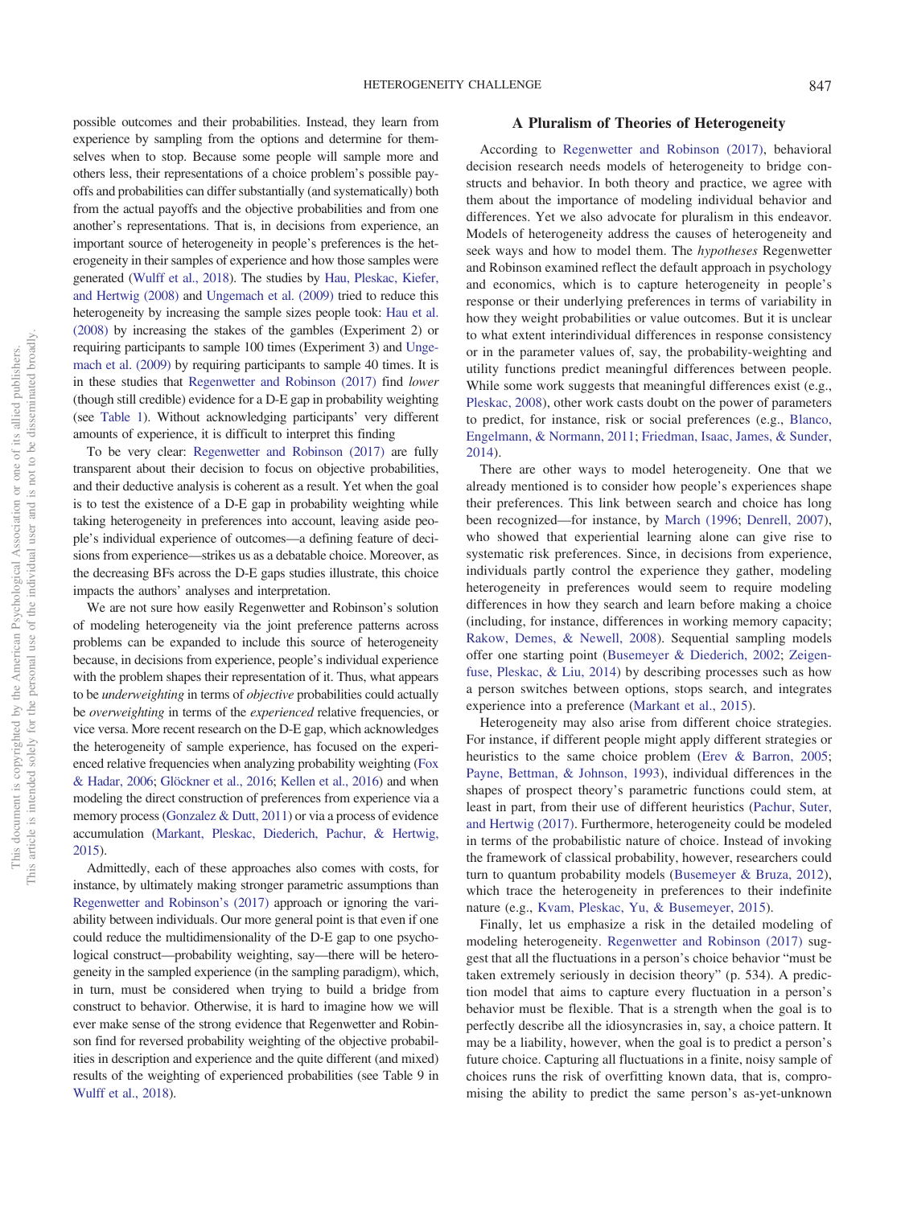possible outcomes and their probabilities. Instead, they learn from experience by sampling from the options and determine for themselves when to stop. Because some people will sample more and others less, their representations of a choice problem's possible payoffs and probabilities can differ substantially (and systematically) both from the actual payoffs and the objective probabilities and from one another's representations. That is, in decisions from experience, an important source of heterogeneity in people's preferences is the heterogeneity in their samples of experience and how those samples were generated (Wulff et al., 2018). The studies by Hau, Pleskac, Kiefer, and Hertwig (2008) and Ungemach et al. (2009) tried to reduce this heterogeneity by increasing the sample sizes people took: Hau et al. (2008) by increasing the stakes of the gambles (Experiment 2) or requiring participants to sample 100 times (Experiment 3) and Ungemach et al. (2009) by requiring participants to sample 40 times. It is in these studies that Regenwetter and Robinson (2017) find *lower* (though still credible) evidence for a D-E gap in probability weighting (see Table 1). Without acknowledging participants' very different amounts of experience, it is difficult to interpret this finding

To be very clear: Regenwetter and Robinson (2017) are fully transparent about their decision to focus on objective probabilities, and their deductive analysis is coherent as a result. Yet when the goal is to test the existence of a D-E gap in probability weighting while taking heterogeneity in preferences into account, leaving aside people's individual experience of outcomes—a defining feature of decisions from experience—strikes us as a debatable choice. Moreover, as the decreasing BFs across the D-E gaps studies illustrate, this choice impacts the authors' analyses and interpretation.

We are not sure how easily Regenwetter and Robinson's solution of modeling heterogeneity via the joint preference patterns across problems can be expanded to include this source of heterogeneity because, in decisions from experience, people's individual experience with the problem shapes their representation of it. Thus, what appears to be *underweighting* in terms of *objective* probabilities could actually be *overweighting* in terms of the *experienced* relative frequencies, or vice versa. More recent research on the D-E gap, which acknowledges the heterogeneity of sample experience, has focused on the experienced relative frequencies when analyzing probability weighting (Fox & Hadar, 2006; Glöckner et al., 2016; Kellen et al., 2016) and when modeling the direct construction of preferences from experience via a memory process (Gonzalez & Dutt, 2011) or via a process of evidence accumulation (Markant, Pleskac, Diederich, Pachur, & Hertwig, 2015).

Admittedly, each of these approaches also comes with costs, for instance, by ultimately making stronger parametric assumptions than Regenwetter and Robinson's (2017) approach or ignoring the variability between individuals. Our more general point is that even if one could reduce the multidimensionality of the D-E gap to one psychological construct—probability weighting, say—there will be heterogeneity in the sampled experience (in the sampling paradigm), which, in turn, must be considered when trying to build a bridge from construct to behavior. Otherwise, it is hard to imagine how we will ever make sense of the strong evidence that Regenwetter and Robinson find for reversed probability weighting of the objective probabilities in description and experience and the quite different (and mixed) results of the weighting of experienced probabilities (see Table 9 in Wulff et al., 2018).

## A Pluralism of Theories of Heterogeneity

According to Regenwetter and Robinson (2017), behavioral decision research needs models of heterogeneity to bridge constructs and behavior. In both theory and practice, we agree with them about the importance of modeling individual behavior and differences. Yet we also advocate for pluralism in this endeavor. Models of heterogeneity address the causes of heterogeneity and seek ways and how to model them. The *hypotheses* Regenwetter and Robinson examined reflect the default approach in psychology and economics, which is to capture heterogeneity in people's response or their underlying preferences in terms of variability in how they weight probabilities or value outcomes. But it is unclear to what extent interindividual differences in response consistency or in the parameter values of, say, the probability-weighting and utility functions predict meaningful differences between people. While some work suggests that meaningful differences exist (e.g., Pleskac, 2008), other work casts doubt on the power of parameters to predict, for instance, risk or social preferences (e.g., Blanco, Engelmann, & Normann, 2011; Friedman, Isaac, James, & Sunder, 2014).

There are other ways to model heterogeneity. One that we already mentioned is to consider how people's experiences shape their preferences. This link between search and choice has long been recognized—for instance, by March (1996; Denrell, 2007), who showed that experiential learning alone can give rise to systematic risk preferences. Since, in decisions from experience, individuals partly control the experience they gather, modeling heterogeneity in preferences would seem to require modeling differences in how they search and learn before making a choice (including, for instance, differences in working memory capacity; Rakow, Demes, & Newell, 2008). Sequential sampling models offer one starting point (Busemeyer & Diederich, 2002; Zeigenfuse, Pleskac, & Liu, 2014) by describing processes such as how a person switches between options, stops search, and integrates experience into a preference (Markant et al., 2015).

Heterogeneity may also arise from different choice strategies. For instance, if different people might apply different strategies or heuristics to the same choice problem (Erev & Barron, 2005; Payne, Bettman, & Johnson, 1993), individual differences in the shapes of prospect theory's parametric functions could stem, at least in part, from their use of different heuristics (Pachur, Suter, and Hertwig (2017). Furthermore, heterogeneity could be modeled in terms of the probabilistic nature of choice. Instead of invoking the framework of classical probability, however, researchers could turn to quantum probability models (Busemeyer & Bruza, 2012), which trace the heterogeneity in preferences to their indefinite nature (e.g., Kvam, Pleskac, Yu, & Busemeyer, 2015).

Finally, let us emphasize a risk in the detailed modeling of modeling heterogeneity. Regenwetter and Robinson (2017) suggest that all the fluctuations in a person's choice behavior "must be taken extremely seriously in decision theory" (p. 534). A prediction model that aims to capture every fluctuation in a person's behavior must be flexible. That is a strength when the goal is to perfectly describe all the idiosyncrasies in, say, a choice pattern. It may be a liability, however, when the goal is to predict a person's future choice. Capturing all fluctuations in a finite, noisy sample of choices runs the risk of overfitting known data, that is, compromising the ability to predict the same person's as-yet-unknown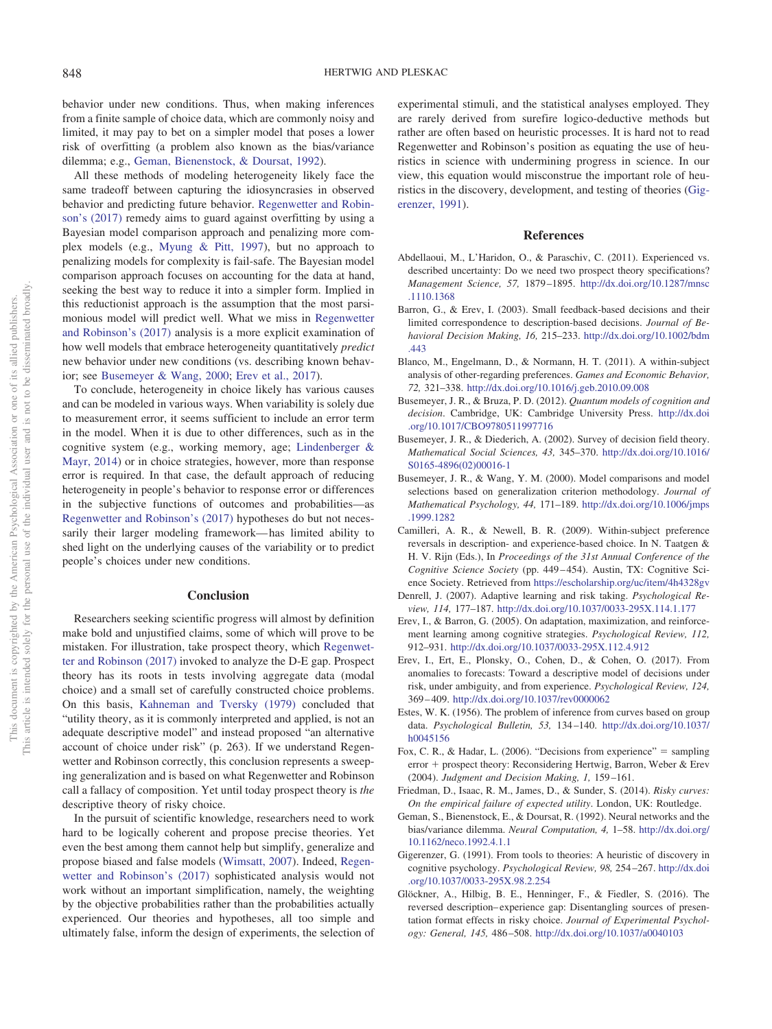behavior under new conditions. Thus, when making inferences from a finite sample of choice data, which are commonly noisy and limited, it may pay to bet on a simpler model that poses a lower risk of overfitting (a problem also known as the bias/variance dilemma; e.g., Geman, Bienenstock, & Doursat, 1992).

All these methods of modeling heterogeneity likely face the same tradeoff between capturing the idiosyncrasies in observed behavior and predicting future behavior. Regenwetter and Robinson's (2017) remedy aims to guard against overfitting by using a Bayesian model comparison approach and penalizing more complex models (e.g., Myung & Pitt, 1997), but no approach to penalizing models for complexity is fail-safe. The Bayesian model comparison approach focuses on accounting for the data at hand, seeking the best way to reduce it into a simpler form. Implied in this reductionist approach is the assumption that the most parsimonious model will predict well. What we miss in Regenwetter and Robinson's (2017) analysis is a more explicit examination of how well models that embrace heterogeneity quantitatively *predict* new behavior under new conditions (vs. describing known behavior; see Busemeyer & Wang, 2000; Erev et al., 2017).

To conclude, heterogeneity in choice likely has various causes and can be modeled in various ways. When variability is solely due to measurement error, it seems sufficient to include an error term in the model. When it is due to other differences, such as in the cognitive system (e.g., working memory, age; Lindenberger & Mayr, 2014) or in choice strategies, however, more than response error is required. In that case, the default approach of reducing heterogeneity in people's behavior to response error or differences in the subjective functions of outcomes and probabilities—as Regenwetter and Robinson's (2017) hypotheses do but not necessarily their larger modeling framework—has limited ability to shed light on the underlying causes of the variability or to predict people's choices under new conditions.

## Conclusion

Researchers seeking scientific progress will almost by definition make bold and unjustified claims, some of which will prove to be mistaken. For illustration, take prospect theory, which Regenwetter and Robinson (2017) invoked to analyze the D-E gap. Prospect theory has its roots in tests involving aggregate data (modal choice) and a small set of carefully constructed choice problems. On this basis, Kahneman and Tversky (1979) concluded that "utility theory, as it is commonly interpreted and applied, is not an adequate descriptive model" and instead proposed "an alternative account of choice under risk" (p. 263). If we understand Regenwetter and Robinson correctly, this conclusion represents a sweeping generalization and is based on what Regenwetter and Robinson call a fallacy of composition. Yet until today prospect theory is *the* descriptive theory of risky choice.

In the pursuit of scientific knowledge, researchers need to work hard to be logically coherent and propose precise theories. Yet even the best among them cannot help but simplify, generalize and propose biased and false models (Wimsatt, 2007). Indeed, Regenwetter and Robinson's (2017) sophisticated analysis would not work without an important simplification, namely, the weighting by the objective probabilities rather than the probabilities actually experienced. Our theories and hypotheses, all too simple and ultimately false, inform the design of experiments, the selection of experimental stimuli, and the statistical analyses employed. They are rarely derived from surefire logico-deductive methods but rather are often based on heuristic processes. It is hard not to read Regenwetter and Robinson's position as equating the use of heuristics in science with undermining progress in science. In our view, this equation would misconstrue the important role of heuristics in the discovery, development, and testing of theories (Gigerenzer, 1991).

## References

Abdellaoui, M., L'Haridon, O., & Paraschiv, C. (2011). Experienced vs. described uncertainty: Do we need two prospect theory specifications? *Management Science, 57,* 1879–1895. http://dx.doi.org/10.1287/mnsc.1110.1368

Barron, G., & Erev, I. (2003). Small feedback-based decisions and their limited correspondence to description-based decisions. *Journal of Behavioral Decision Making, 16,* 215–233. http://dx.doi.org/10.1002/bdm.443

Blanco, M., Engelmann, D., & Normann, H. T. (2011). A within-subject analysis of other-regarding preferences. *Games and Economic Behavior, 72,* 321–338. http://dx.doi.org/10.1016/j.geb.2010.09.008

Busemeyer, J. R., & Bruza, P. D. (2012). *Quantum models of cognition and decision.* Cambridge, UK: Cambridge University Press. http://dx.doi.org/10.1017/CBO9780511997716

Busemeyer, J. R., & Diederich, A. (2002). Survey of decision field theory. *Mathematical Social Sciences, 43,* 345–370. http://dx.doi.org/10.1016/S0165-4896(02)00016-1

Busemeyer, J. R., & Wang, Y. M. (2000). Model comparisons and model selections based on generalization criterion methodology. *Journal of Mathematical Psychology, 44,* 171–189. http://dx.doi.org/10.1006/jmps.1999.1282

Camilleri, A. R., & Newell, B. R. (2009). Within-subject preference reversals in description- and experience-based choice. In N. Taatgen & H. V. Rijn (Eds.), In *Proceedings of the 31st Annual Conference of the Cognitive Science Society* (pp. 449–454). Austin, TX: Cognitive Science Society. Retrieved from https://escholarship.org/uc/item/4h4328gv

Denrell, J. (2007). Adaptive learning and risk taking. *Psychological Review, 114,* 177–187. http://dx.doi.org/10.1037/0033-295X.114.1.177

Erev, I., & Barron, G. (2005). On adaptation, maximization, and reinforcement learning among cognitive strategies. *Psychological Review, 112,* 912–931. http://dx.doi.org/10.1037/0033-295X.112.4.912

Erev, I., Ert, E., Plonsky, O., Cohen, D., & Cohen, O. (2017). From anomalies to forecasts: Toward a descriptive model of decisions under risk, under ambiguity, and from experience. *Psychological Review, 124,* 369–409. http://dx.doi.org/10.1037/rev0000062

Estes, W. K. (1956). The problem of inference from curves based on group data. *Psychological Bulletin, 53,* 134–140. http://dx.doi.org/10.1037/h0045156

Fox, C. R., & Hadar, L. (2006). "Decisions from experience" = sampling error + prospect theory: Reconsidering Hertwig, Barron, Weber & Erev (2004). *Judgment and Decision Making, 1,* 159–161.

Friedman, D., Isaac, R. M., James, D., & Sunder, S. (2014). *Risky curves: On the empirical failure of expected utility*. London, UK: Routledge.

Geman, S., Bienenstock, E., & Doursat, R. (1992). Neural networks and the bias/variance dilemma. *Neural Computation, 4,* 1–58. http://dx.doi.org/10.1162/neco.1992.4.1.1

Gigerenzer, G. (1991). From tools to theories: A heuristic of discovery in cognitive psychology. *Psychological Review, 98,* 254–267. http://dx.doi.org/10.1037/0033-295X.98.2.254

Glöckner, A., Hilbig, B. E., Henninger, F., & Fiedler, S. (2016). The reversed description–experience gap: Disentangling sources of presentation format effects in risky choice. *Journal of Experimental Psychology: General, 145,* 486–508. http://dx.doi.org/10.1037/a0040103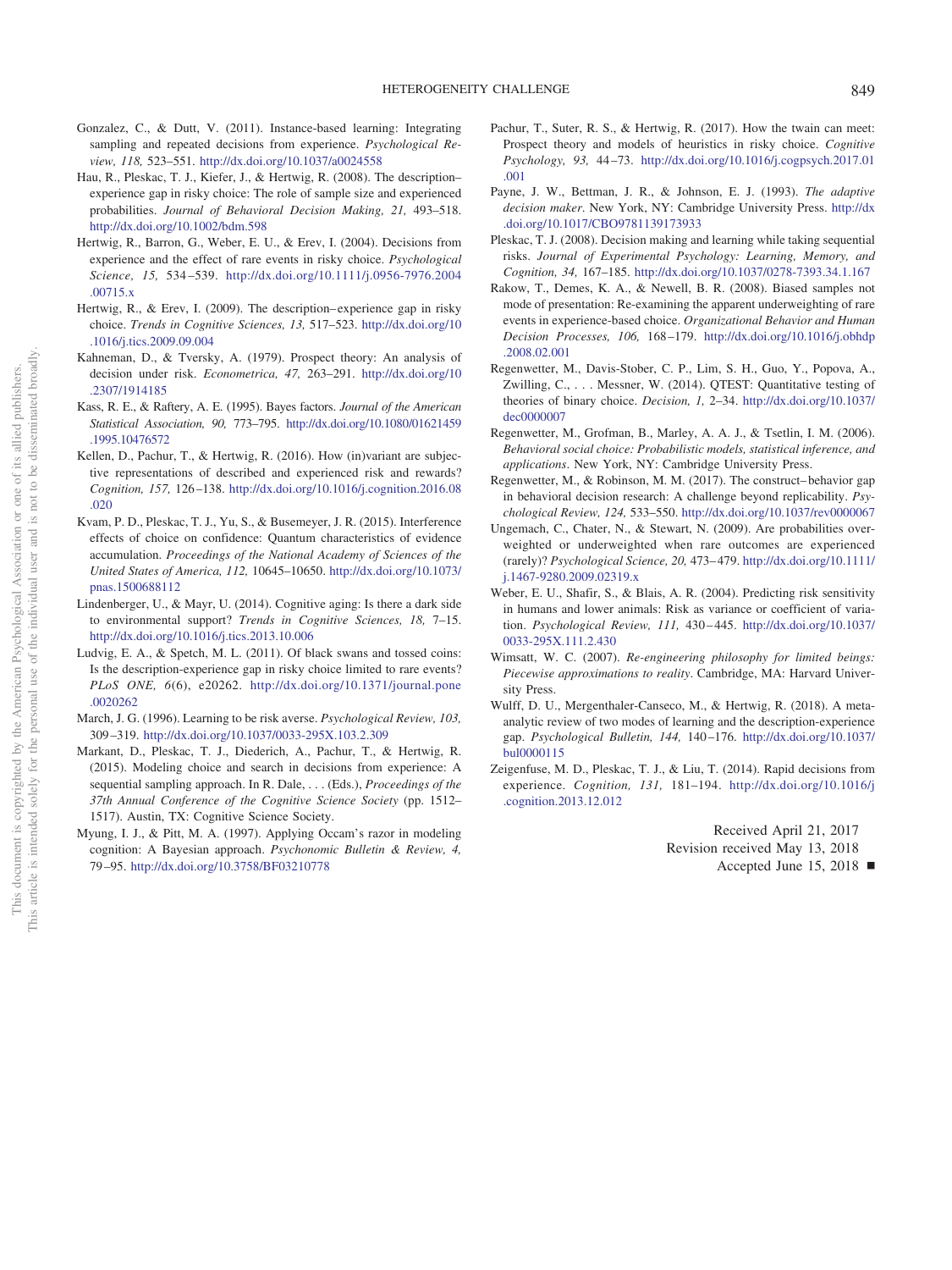Gonzalez, C., & Dutt, V. (2011). Instance-based learning: Integrating sampling and repeated decisions from experience. *Psychological Review, 118,* 523–551. http://dx.doi.org/10.1037/a0024558

Hau, R., Pleskac, T. J., Kiefer, J., & Hertwig, R. (2008). The description–experience gap in risky choice: The role of sample size and experienced probabilities. *Journal of Behavioral Decision Making, 21,* 493–518. http://dx.doi.org/10.1002/bdm.598

Hertwig, R., Barron, G., Weber, E. U., & Erev, I. (2004). Decisions from experience and the effect of rare events in risky choice. *Psychological Science, 15,* 534–539. http://dx.doi.org/10.1111/j.0956-7976.2004.00715.x

Hertwig, R., & Erev, I. (2009). The description–experience gap in risky choice. *Trends in Cognitive Sciences, 13,* 517–523. http://dx.doi.org/10.1016/j.tics.2009.09.004

Kahneman, D., & Tversky, A. (1979). Prospect theory: An analysis of decision under risk. *Econometrica, 47,* 263–291. http://dx.doi.org/10.2307/1914185

Kass, R. E., & Raftery, A. E. (1995). Bayes factors. *Journal of the American Statistical Association, 90,* 773–795. http://dx.doi.org/10.1080/01621459.1995.10476572

Kellen, D., Pachur, T., & Hertwig, R. (2016). How (in)variant are subjective representations of described and experienced risk and rewards? *Cognition, 157,* 126–138. http://dx.doi.org/10.1016/j.cognition.2016.08.020

Kvam, P. D., Pleskac, T. J., Yu, S., & Busemeyer, J. R. (2015). Interference effects of choice on confidence: Quantum characteristics of evidence accumulation. *Proceedings of the National Academy of Sciences of the United States of America, 112,* 10645–10650. http://dx.doi.org/10.1073/pnas.1500688112

Lindenberger, U., & Mayr, U. (2014). Cognitive aging: Is there a dark side to environmental support? *Trends in Cognitive Sciences, 18,* 7–15. http://dx.doi.org/10.1016/j.tics.2013.10.006

Ludvig, E. A., & Spetch, M. L. (2011). Of black swans and tossed coins: Is the description-experience gap in risky choice limited to rare events? *PLoS ONE, 6*(6), e20262. http://dx.doi.org/10.1371/journal.pone.0020262

March, J. G. (1996). Learning to be risk averse. *Psychological Review, 103,* 309–319. http://dx.doi.org/10.1037/0033-295X.103.2.309

Markant, D., Pleskac, T. J., Diederich, A., Pachur, T., & Hertwig, R. (2015). Modeling choice and search in decisions from experience: A sequential sampling approach. In R. Dale, . . . (Eds.), *Proceedings of the 37th Annual Conference of the Cognitive Science Society* (pp. 1512–1517). Austin, TX: Cognitive Science Society.

Myung, I. J., & Pitt, M. A. (1997). Applying Occam's razor in modeling cognition: A Bayesian approach. *Psychonomic Bulletin & Review, 4,* 79–95. http://dx.doi.org/10.3758/BF03210778

Pachur, T., Suter, R. S., & Hertwig, R. (2017). How the twain can meet: Prospect theory and models of heuristics in risky choice. *Cognitive Psychology, 93,* 44–73. http://dx.doi.org/10.1016/j.cogpsych.2017.01.001

Payne, J. W., Bettman, J. R., & Johnson, E. J. (1993). *The adaptive decision maker*. New York, NY: Cambridge University Press. http://dx.doi.org/10.1017/CBO9781139173933

Pleskac, T. J. (2008). Decision making and learning while taking sequential risks. *Journal of Experimental Psychology: Learning, Memory, and Cognition, 34,* 167–185. http://dx.doi.org/10.1037/0278-7393.34.1.167

Rakow, T., Demes, K. A., & Newell, B. R. (2008). Biased samples not mode of presentation: Re-examining the apparent underweighting of rare events in experience-based choice. *Organizational Behavior and Human Decision Processes, 106,* 168–179. http://dx.doi.org/10.1016/j.obhdp.2008.02.001

Regenwetter, M., Davis-Stober, C. P., Lim, S. H., Guo, Y., Popova, A., Zwilling, C., . . . Messner, W. (2014). QTEST: Quantitative testing of theories of binary choice. *Decision, 1,* 2–34. http://dx.doi.org/10.1037/dec0000007

Regenwetter, M., Grofman, B., Marley, A. A. J., & Tsetlin, I. M. (2006). *Behavioral social choice: Probabilistic models, statistical inference, and applications*. New York, NY: Cambridge University Press.

Regenwetter, M., & Robinson, M. M. (2017). The construct–behavior gap in behavioral decision research: A challenge beyond replicability. *Psychological Review, 124,* 533–550. http://dx.doi.org/10.1037/rev0000067

Ungemach, C., Chater, N., & Stewart, N. (2009). Are probabilities overweighted or underweighted when rare outcomes are experienced (rarely)? *Psychological Science, 20,* 473–479. http://dx.doi.org/10.1111/j.1467-9280.2009.02319.x

Weber, E. U., Shafir, S., & Blais, A. R. (2004). Predicting risk sensitivity in humans and lower animals: Risk as variance or coefficient of variation. *Psychological Review, 111,* 430–445. http://dx.doi.org/10.1037/0033-295X.111.2.430

Wimsatt, W. C. (2007). *Re-engineering philosophy for limited beings: Piecewise approximations to reality*. Cambridge, MA: Harvard University Press.

Wulff, D. U., Mergenthaler-Canseco, M., & Hertwig, R. (2018). A meta-analytic review of two modes of learning and the description-experience gap. *Psychological Bulletin, 144,* 140–176. http://dx.doi.org/10.1037/bul0000115

Zeigenfuse, M. D., Pleskac, T. J., & Liu, T. (2014). Rapid decisions from experience. *Cognition, 131,* 181–194. http://dx.doi.org/10.1016/j.cognition.2013.12.012

Received April 21, 2017
Revision received May 13, 2018
Accepted June 15, 2018 ■